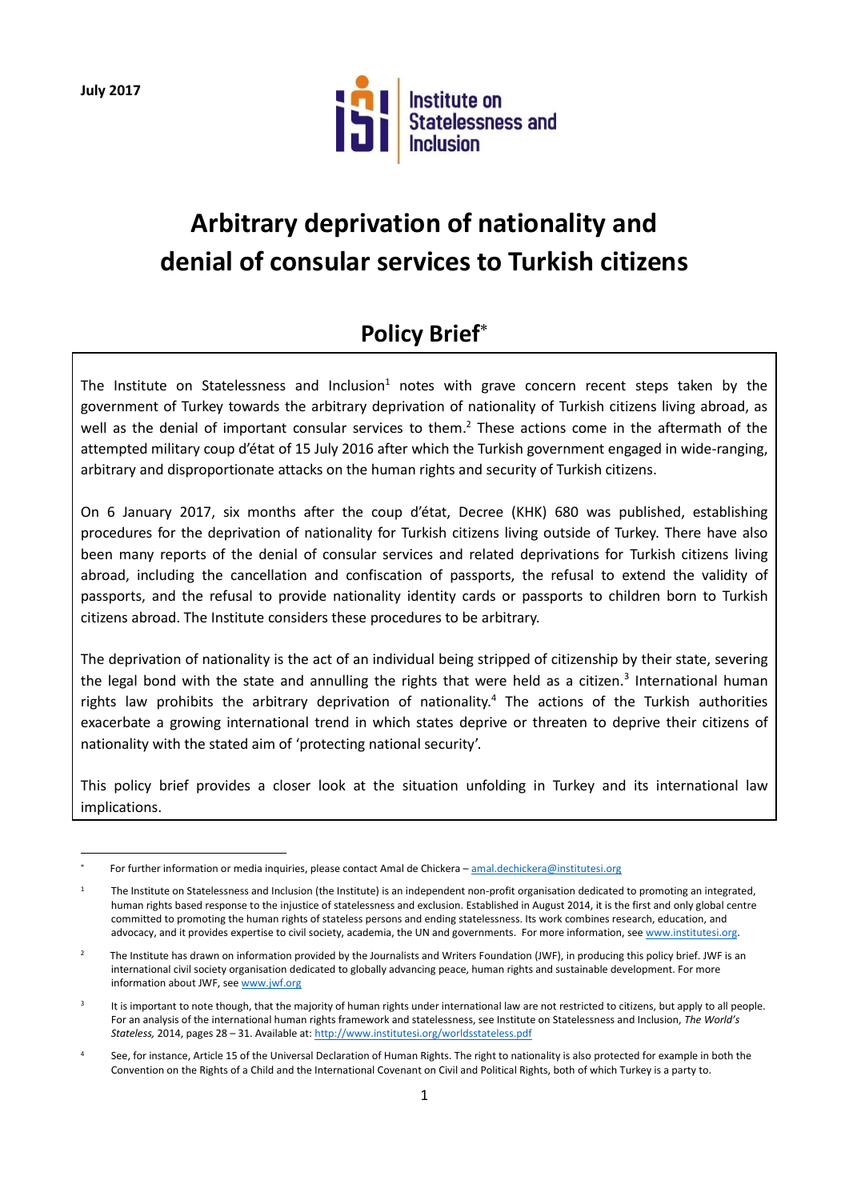**July 2017**

Institute on Statelessness and Inclusion

# Arbitrary deprivation of nationality and denial of consular services to Turkish citizens

## Policy Brief*

The Institute on Statelessness and Inclusion[1] notes with grave concern recent steps taken by the government of Turkey towards the arbitrary deprivation of nationality of Turkish citizens living abroad, as well as the denial of important consular services to them.[2] These actions come in the aftermath of the attempted military coup d'état of 15 July 2016 after which the Turkish government engaged in wide-ranging, arbitrary and disproportionate attacks on the human rights and security of Turkish citizens.

On 6 January 2017, six months after the coup d'état, Decree (KHK) 680 was published, establishing procedures for the deprivation of nationality for Turkish citizens living outside of Turkey. There have also been many reports of the denial of consular services and related deprivations for Turkish citizens living abroad, including the cancellation and confiscation of passports, the refusal to extend the validity of passports, and the refusal to provide nationality identity cards or passports to children born to Turkish citizens abroad. The Institute considers these procedures to be arbitrary.

The deprivation of nationality is the act of an individual being stripped of citizenship by their state, severing the legal bond with the state and annulling the rights that were held as a citizen.[3] International human rights law prohibits the arbitrary deprivation of nationality.[4] The actions of the Turkish authorities exacerbate a growing international trend in which states deprive or threaten to deprive their citizens of nationality with the stated aim of 'protecting national security'.

This policy brief provides a closer look at the situation unfolding in Turkey and its international law implications.

---

\* For further information or media inquiries, please contact Amal de Chickera – amal.dechickera@institutesi.org

[1] The Institute on Statelessness and Inclusion (the Institute) is an independent non-profit organisation dedicated to promoting an integrated, human rights based response to the injustice of statelessness and exclusion. Established in August 2014, it is the first and only global centre committed to promoting the human rights of stateless persons and ending statelessness. Its work combines research, education, and advocacy, and it provides expertise to civil society, academia, the UN and governments. For more information, see www.institutesi.org.

[2] The Institute has drawn on information provided by the Journalists and Writers Foundation (JWF), in producing this policy brief. JWF is an international civil society organisation dedicated to globally advancing peace, human rights and sustainable development. For more information about JWF, see www.jwf.org

[3] It is important to note though, that the majority of human rights under international law are not restricted to citizens, but apply to all people. For an analysis of the international human rights framework and statelessness, see Institute on Statelessness and Inclusion, *The World's Stateless,* 2014, pages 28 – 31. Available at: http://www.institutesi.org/worldsstateless.pdf

[4] See, for instance, Article 15 of the Universal Declaration of Human Rights. The right to nationality is also protected for example in both the Convention on the Rights of a Child and the International Covenant on Civil and Political Rights, both of which Turkey is a party to.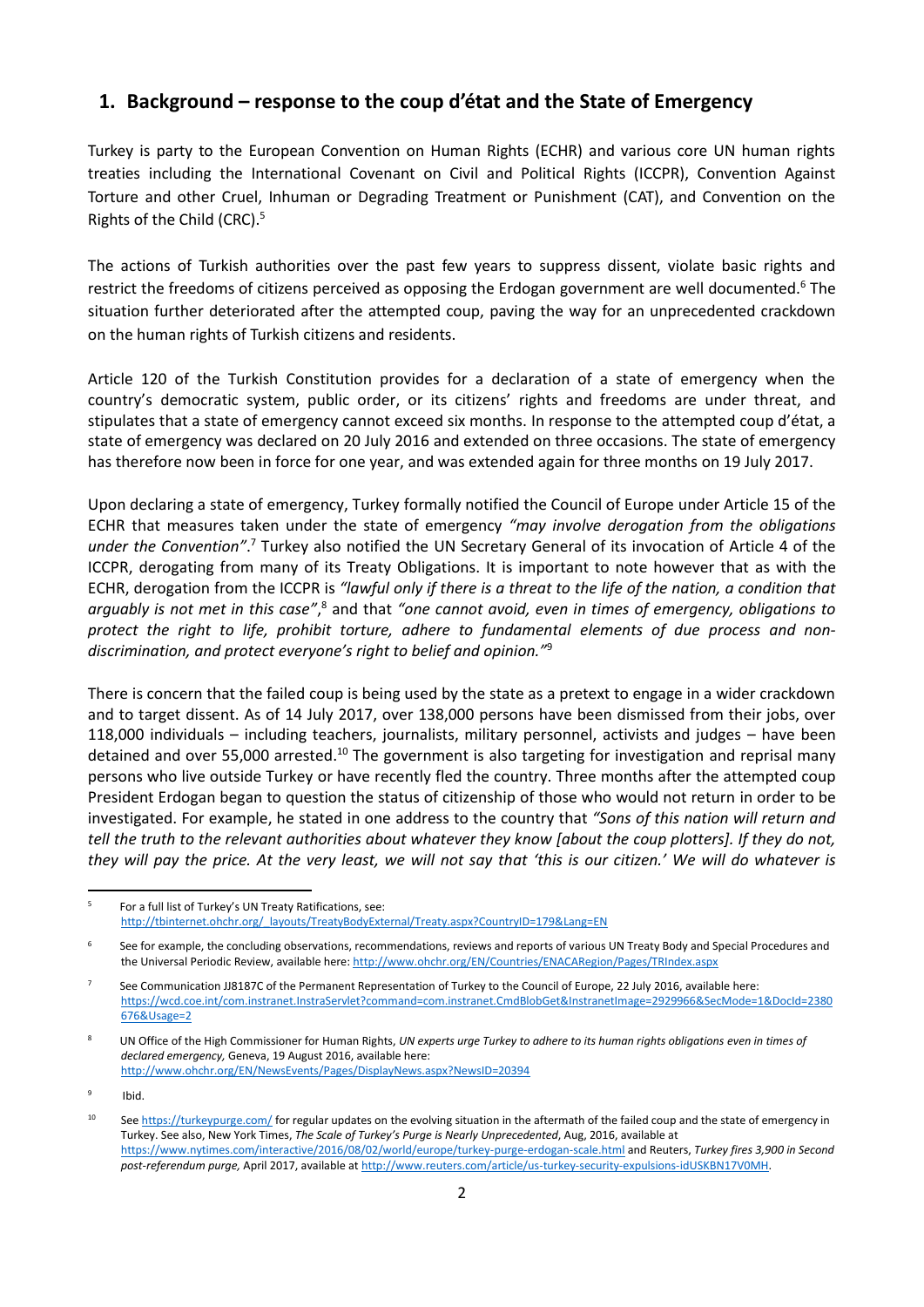## 1. Background – response to the coup d'état and the State of Emergency

Turkey is party to the European Convention on Human Rights (ECHR) and various core UN human rights treaties including the International Covenant on Civil and Political Rights (ICCPR), Convention Against Torture and other Cruel, Inhuman or Degrading Treatment or Punishment (CAT), and Convention on the Rights of the Child (CRC).[5]

The actions of Turkish authorities over the past few years to suppress dissent, violate basic rights and restrict the freedoms of citizens perceived as opposing the Erdogan government are well documented.[6] The situation further deteriorated after the attempted coup, paving the way for an unprecedented crackdown on the human rights of Turkish citizens and residents.

Article 120 of the Turkish Constitution provides for a declaration of a state of emergency when the country's democratic system, public order, or its citizens' rights and freedoms are under threat, and stipulates that a state of emergency cannot exceed six months. In response to the attempted coup d'état, a state of emergency was declared on 20 July 2016 and extended on three occasions. The state of emergency has therefore now been in force for one year, and was extended again for three months on 19 July 2017.

Upon declaring a state of emergency, Turkey formally notified the Council of Europe under Article 15 of the ECHR that measures taken under the state of emergency *"may involve derogation from the obligations under the Convention"*.[7] Turkey also notified the UN Secretary General of its invocation of Article 4 of the ICCPR, derogating from many of its Treaty Obligations. It is important to note however that as with the ECHR, derogation from the ICCPR is *"lawful only if there is a threat to the life of the nation, a condition that arguably is not met in this case"*,[8] and that *"one cannot avoid, even in times of emergency, obligations to protect the right to life, prohibit torture, adhere to fundamental elements of due process and non-discrimination, and protect everyone's right to belief and opinion."*[9]

There is concern that the failed coup is being used by the state as a pretext to engage in a wider crackdown and to target dissent. As of 14 July 2017, over 138,000 persons have been dismissed from their jobs, over 118,000 individuals – including teachers, journalists, military personnel, activists and judges – have been detained and over 55,000 arrested.[10] The government is also targeting for investigation and reprisal many persons who live outside Turkey or have recently fled the country. Three months after the attempted coup President Erdogan began to question the status of citizenship of those who would not return in order to be investigated. For example, he stated in one address to the country that *"Sons of this nation will return and tell the truth to the relevant authorities about whatever they know [about the coup plotters]. If they do not, they will pay the price. At the very least, we will not say that 'this is our citizen.' We will do whatever is*

---

[5] For a full list of Turkey's UN Treaty Ratifications, see: http://tbinternet.ohchr.org/_layouts/TreatyBodyExternal/Treaty.aspx?CountryID=179&Lang=EN

[6] See for example, the concluding observations, recommendations, reviews and reports of various UN Treaty Body and Special Procedures and the Universal Periodic Review, available here: http://www.ohchr.org/EN/Countries/ENACARegion/Pages/TRIndex.aspx

[7] See Communication JJ8187C of the Permanent Representation of Turkey to the Council of Europe, 22 July 2016, available here: https://wcd.coe.int/com.instranet.InstraServlet?command=com.instranet.CmdBlobGet&InstranetImage=2929966&SecMode=1&DocId=2380676&Usage=2

[8] UN Office of the High Commissioner for Human Rights, *UN experts urge Turkey to adhere to its human rights obligations even in times of declared emergency,* Geneva, 19 August 2016, available here: http://www.ohchr.org/EN/NewsEvents/Pages/DisplayNews.aspx?NewsID=20394

[9] Ibid.

[10] See https://turkeypurge.com/ for regular updates on the evolving situation in the aftermath of the failed coup and the state of emergency in Turkey. See also, New York Times, *The Scale of Turkey's Purge is Nearly Unprecedented*, Aug, 2016, available at https://www.nytimes.com/interactive/2016/08/02/world/europe/turkey-purge-erdogan-scale.html and Reuters, *Turkey fires 3,900 in Second post-referendum purge,* April 2017, available at http://www.reuters.com/article/us-turkey-security-expulsions-idUSKBN17V0MH.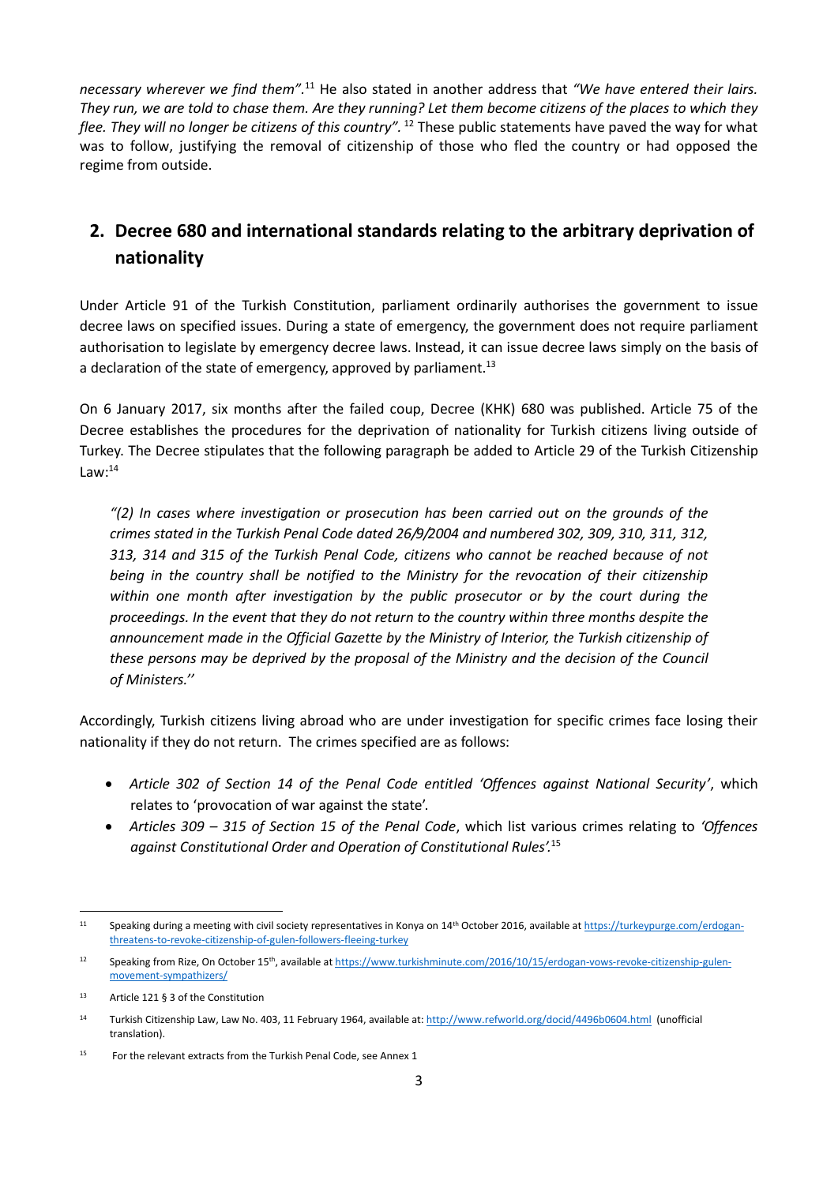*necessary wherever we find them"*.[11] He also stated in another address that *"We have entered their lairs. They run, we are told to chase them. Are they running? Let them become citizens of the places to which they flee. They will no longer be citizens of this country".* [12] These public statements have paved the way for what was to follow, justifying the removal of citizenship of those who fled the country or had opposed the regime from outside.

## 2. Decree 680 and international standards relating to the arbitrary deprivation of nationality

Under Article 91 of the Turkish Constitution, parliament ordinarily authorises the government to issue decree laws on specified issues. During a state of emergency, the government does not require parliament authorisation to legislate by emergency decree laws. Instead, it can issue decree laws simply on the basis of a declaration of the state of emergency, approved by parliament.[13]

On 6 January 2017, six months after the failed coup, Decree (KHK) 680 was published. Article 75 of the Decree establishes the procedures for the deprivation of nationality for Turkish citizens living outside of Turkey. The Decree stipulates that the following paragraph be added to Article 29 of the Turkish Citizenship Law:[14]

> *"(2) In cases where investigation or prosecution has been carried out on the grounds of the crimes stated in the Turkish Penal Code dated 26/9/2004 and numbered 302, 309, 310, 311, 312, 313, 314 and 315 of the Turkish Penal Code, citizens who cannot be reached because of not being in the country shall be notified to the Ministry for the revocation of their citizenship within one month after investigation by the public prosecutor or by the court during the proceedings. In the event that they do not return to the country within three months despite the announcement made in the Official Gazette by the Ministry of Interior, the Turkish citizenship of these persons may be deprived by the proposal of the Ministry and the decision of the Council of Ministers.''*

Accordingly, Turkish citizens living abroad who are under investigation for specific crimes face losing their nationality if they do not return. The crimes specified are as follows:

- *Article 302 of Section 14 of the Penal Code entitled 'Offences against National Security'*, which relates to 'provocation of war against the state'.
- *Articles 309 – 315 of Section 15 of the Penal Code*, which list various crimes relating to *'Offences against Constitutional Order and Operation of Constitutional Rules'*.[15]

---

[11] Speaking during a meeting with civil society representatives in Konya on 14th October 2016, available at https://turkeypurge.com/erdogan-threatens-to-revoke-citizenship-of-gulen-followers-fleeing-turkey

[12] Speaking from Rize, On October 15th, available at https://www.turkishminute.com/2016/10/15/erdogan-vows-revoke-citizenship-gulen-movement-sympathizers/

[13] Article 121 § 3 of the Constitution

[14] Turkish Citizenship Law, Law No. 403, 11 February 1964, available at: http://www.refworld.org/docid/4496b0604.html (unofficial translation).

[15] For the relevant extracts from the Turkish Penal Code, see Annex 1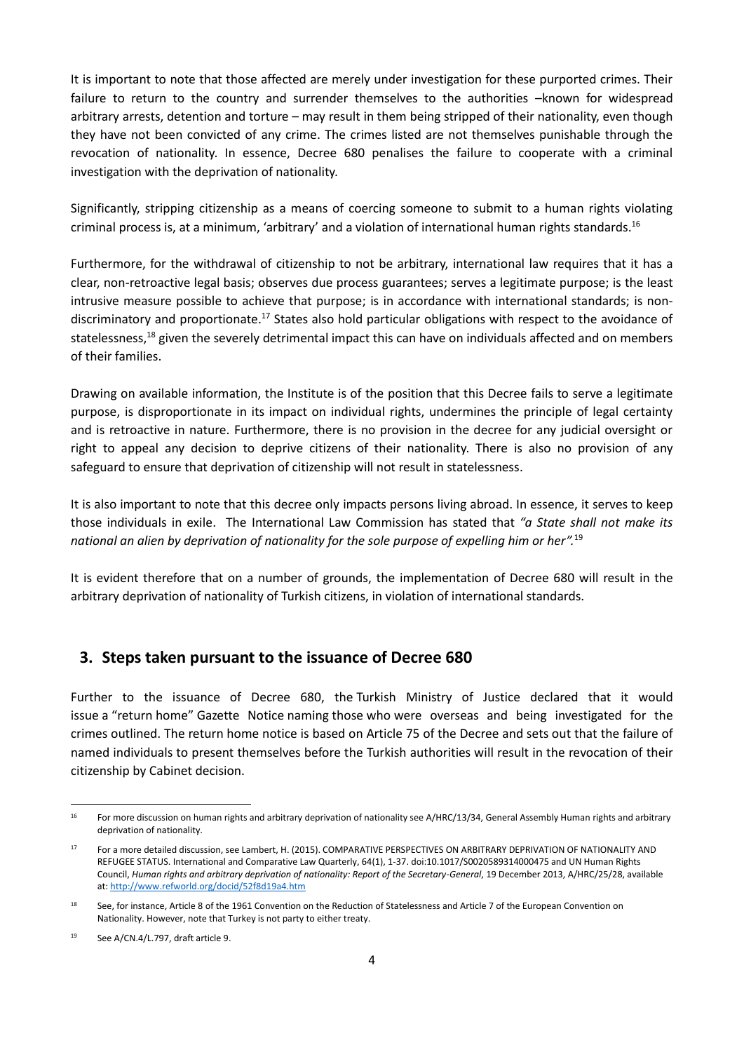It is important to note that those affected are merely under investigation for these purported crimes. Their failure to return to the country and surrender themselves to the authorities –known for widespread arbitrary arrests, detention and torture – may result in them being stripped of their nationality, even though they have not been convicted of any crime. The crimes listed are not themselves punishable through the revocation of nationality. In essence, Decree 680 penalises the failure to cooperate with a criminal investigation with the deprivation of nationality.

Significantly, stripping citizenship as a means of coercing someone to submit to a human rights violating criminal process is, at a minimum, 'arbitrary' and a violation of international human rights standards.[16]

Furthermore, for the withdrawal of citizenship to not be arbitrary, international law requires that it has a clear, non-retroactive legal basis; observes due process guarantees; serves a legitimate purpose; is the least intrusive measure possible to achieve that purpose; is in accordance with international standards; is non-discriminatory and proportionate.[17] States also hold particular obligations with respect to the avoidance of statelessness,[18] given the severely detrimental impact this can have on individuals affected and on members of their families.

Drawing on available information, the Institute is of the position that this Decree fails to serve a legitimate purpose, is disproportionate in its impact on individual rights, undermines the principle of legal certainty and is retroactive in nature. Furthermore, there is no provision in the decree for any judicial oversight or right to appeal any decision to deprive citizens of their nationality. There is also no provision of any safeguard to ensure that deprivation of citizenship will not result in statelessness.

It is also important to note that this decree only impacts persons living abroad. In essence, it serves to keep those individuals in exile. The International Law Commission has stated that *"a State shall not make its national an alien by deprivation of nationality for the sole purpose of expelling him or her".*[19]

It is evident therefore that on a number of grounds, the implementation of Decree 680 will result in the arbitrary deprivation of nationality of Turkish citizens, in violation of international standards.

## 3. Steps taken pursuant to the issuance of Decree 680

Further to the issuance of Decree 680, the Turkish Ministry of Justice declared that it would issue a "return home" Gazette Notice naming those who were overseas and being investigated for the crimes outlined. The return home notice is based on Article 75 of the Decree and sets out that the failure of named individuals to present themselves before the Turkish authorities will result in the revocation of their citizenship by Cabinet decision.

---

[16] For more discussion on human rights and arbitrary deprivation of nationality see A/HRC/13/34, General Assembly Human rights and arbitrary deprivation of nationality.

[17] For a more detailed discussion, see Lambert, H. (2015). COMPARATIVE PERSPECTIVES ON ARBITRARY DEPRIVATION OF NATIONALITY AND REFUGEE STATUS. International and Comparative Law Quarterly, 64(1), 1-37. doi:10.1017/S0020589314000475 and UN Human Rights Council, *Human rights and arbitrary deprivation of nationality: Report of the Secretary-General*, 19 December 2013, A/HRC/25/28, available at: http://www.refworld.org/docid/52f8d19a4.htm

[18] See, for instance, Article 8 of the 1961 Convention on the Reduction of Statelessness and Article 7 of the European Convention on Nationality. However, note that Turkey is not party to either treaty.

[19] See A/CN.4/L.797, draft article 9.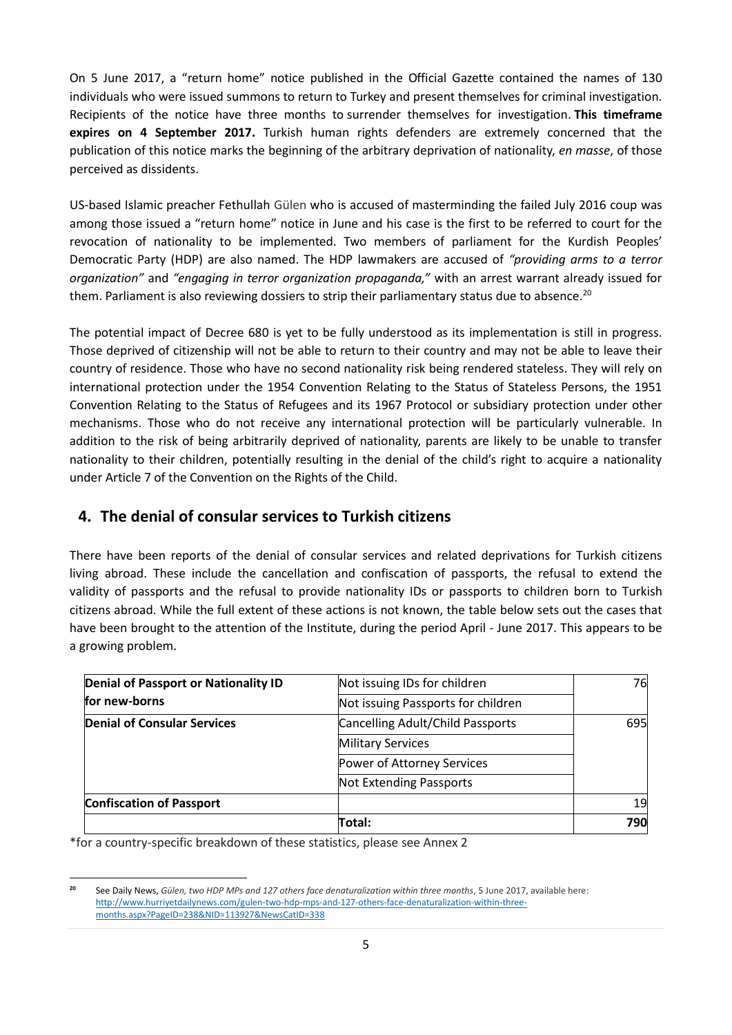On 5 June 2017, a "return home" notice published in the Official Gazette contained the names of 130 individuals who were issued summons to return to Turkey and present themselves for criminal investigation. Recipients of the notice have three months to surrender themselves for investigation. **This timeframe expires on 4 September 2017.** Turkish human rights defenders are extremely concerned that the publication of this notice marks the beginning of the arbitrary deprivation of nationality, *en masse*, of those perceived as dissidents.

US-based Islamic preacher Fethullah Gülen who is accused of masterminding the failed July 2016 coup was among those issued a "return home" notice in June and his case is the first to be referred to court for the revocation of nationality to be implemented. Two members of parliament for the Kurdish Peoples' Democratic Party (HDP) are also named. The HDP lawmakers are accused of *"providing arms to a terror organization"* and *"engaging in terror organization propaganda,"* with an arrest warrant already issued for them. Parliament is also reviewing dossiers to strip their parliamentary status due to absence.[20]

The potential impact of Decree 680 is yet to be fully understood as its implementation is still in progress. Those deprived of citizenship will not be able to return to their country and may not be able to leave their country of residence. Those who have no second nationality risk being rendered stateless. They will rely on international protection under the 1954 Convention Relating to the Status of Stateless Persons, the 1951 Convention Relating to the Status of Refugees and its 1967 Protocol or subsidiary protection under other mechanisms. Those who do not receive any international protection will be particularly vulnerable. In addition to the risk of being arbitrarily deprived of nationality, parents are likely to be unable to transfer nationality to their children, potentially resulting in the denial of the child's right to acquire a nationality under Article 7 of the Convention on the Rights of the Child.

## 4. The denial of consular services to Turkish citizens

There have been reports of the denial of consular services and related deprivations for Turkish citizens living abroad. These include the cancellation and confiscation of passports, the refusal to extend the validity of passports and the refusal to provide nationality IDs or passports to children born to Turkish citizens abroad. While the full extent of these actions is not known, the table below sets out the cases that have been brought to the attention of the Institute, during the period April - June 2017. This appears to be a growing problem.

| | | |
|---|---|---|
| **Denial of Passport or Nationality ID for new-borns** | Not issuing IDs for children | 76 |
| | Not issuing Passports for children | |
| **Denial of Consular Services** | Cancelling Adult/Child Passports | 695 |
| | Military Services | |
| | Power of Attorney Services | |
| | Not Extending Passports | |
| **Confiscation of Passport** | | 19 |
| | **Total:** | **790** |

*for a country-specific breakdown of these statistics, please see Annex 2

---

[20] See Daily News, *Gülen, two HDP MPs and 127 others face denaturalization within three months*, 5 June 2017, available here: http://www.hurriyetdailynews.com/gulen-two-hdp-mps-and-127-others-face-denaturalization-within-three-months.aspx?PageID=238&NID=113927&NewsCatID=338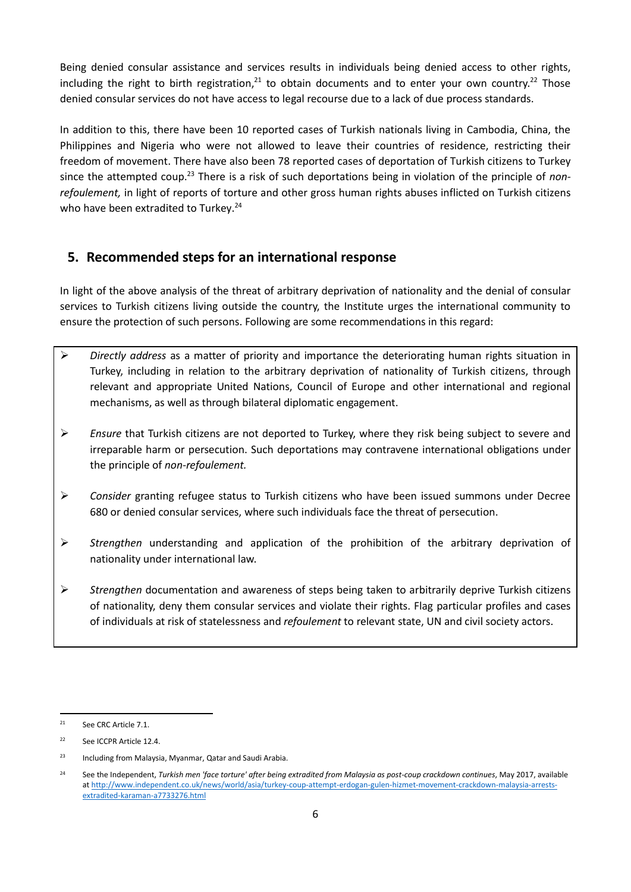Being denied consular assistance and services results in individuals being denied access to other rights, including the right to birth registration,[21] to obtain documents and to enter your own country.[22] Those denied consular services do not have access to legal recourse due to a lack of due process standards.

In addition to this, there have been 10 reported cases of Turkish nationals living in Cambodia, China, the Philippines and Nigeria who were not allowed to leave their countries of residence, restricting their freedom of movement. There have also been 78 reported cases of deportation of Turkish citizens to Turkey since the attempted coup.[23] There is a risk of such deportations being in violation of the principle of *non-refoulement,* in light of reports of torture and other gross human rights abuses inflicted on Turkish citizens who have been extradited to Turkey.[24]

## 5. Recommended steps for an international response

In light of the above analysis of the threat of arbitrary deprivation of nationality and the denial of consular services to Turkish citizens living outside the country, the Institute urges the international community to ensure the protection of such persons. Following are some recommendations in this regard:

- *Directly address* as a matter of priority and importance the deteriorating human rights situation in Turkey, including in relation to the arbitrary deprivation of nationality of Turkish citizens, through relevant and appropriate United Nations, Council of Europe and other international and regional mechanisms, as well as through bilateral diplomatic engagement.
- *Ensure* that Turkish citizens are not deported to Turkey, where they risk being subject to severe and irreparable harm or persecution. Such deportations may contravene international obligations under the principle of *non-refoulement.*
- *Consider* granting refugee status to Turkish citizens who have been issued summons under Decree 680 or denied consular services, where such individuals face the threat of persecution.
- *Strengthen* understanding and application of the prohibition of the arbitrary deprivation of nationality under international law.
- *Strengthen* documentation and awareness of steps being taken to arbitrarily deprive Turkish citizens of nationality, deny them consular services and violate their rights. Flag particular profiles and cases of individuals at risk of statelessness and *refoulement* to relevant state, UN and civil society actors.

---

[21] See CRC Article 7.1.

[22] See ICCPR Article 12.4.

[23] Including from Malaysia, Myanmar, Qatar and Saudi Arabia.

[24] See the Independent, *Turkish men 'face torture' after being extradited from Malaysia as post-coup crackdown continues*, May 2017, available at http://www.independent.co.uk/news/world/asia/turkey-coup-attempt-erdogan-gulen-hizmet-movement-crackdown-malaysia-arrests-extradited-karaman-a7733276.html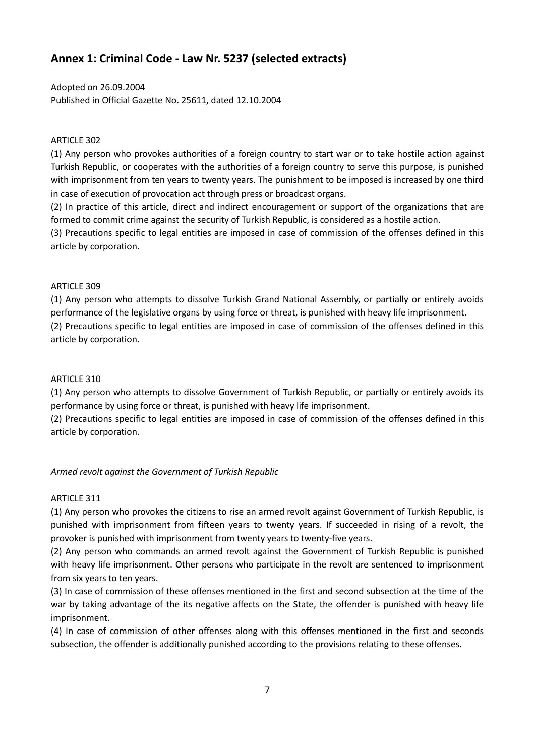## Annex 1: Criminal Code - Law Nr. 5237 (selected extracts)

Adopted on 26.09.2004
Published in Official Gazette No. 25611, dated 12.10.2004

ARTICLE 302

(1) Any person who provokes authorities of a foreign country to start war or to take hostile action against Turkish Republic, or cooperates with the authorities of a foreign country to serve this purpose, is punished with imprisonment from ten years to twenty years. The punishment to be imposed is increased by one third in case of execution of provocation act through press or broadcast organs.

(2) In practice of this article, direct and indirect encouragement or support of the organizations that are formed to commit crime against the security of Turkish Republic, is considered as a hostile action.

(3) Precautions specific to legal entities are imposed in case of commission of the offenses defined in this article by corporation.

ARTICLE 309

(1) Any person who attempts to dissolve Turkish Grand National Assembly, or partially or entirely avoids performance of the legislative organs by using force or threat, is punished with heavy life imprisonment.

(2) Precautions specific to legal entities are imposed in case of commission of the offenses defined in this article by corporation.

ARTICLE 310

(1) Any person who attempts to dissolve Government of Turkish Republic, or partially or entirely avoids its performance by using force or threat, is punished with heavy life imprisonment.

(2) Precautions specific to legal entities are imposed in case of commission of the offenses defined in this article by corporation.

*Armed revolt against the Government of Turkish Republic*

ARTICLE 311

(1) Any person who provokes the citizens to rise an armed revolt against Government of Turkish Republic, is punished with imprisonment from fifteen years to twenty years. If succeeded in rising of a revolt, the provoker is punished with imprisonment from twenty years to twenty-five years.

(2) Any person who commands an armed revolt against the Government of Turkish Republic is punished with heavy life imprisonment. Other persons who participate in the revolt are sentenced to imprisonment from six years to ten years.

(3) In case of commission of these offenses mentioned in the first and second subsection at the time of the war by taking advantage of the its negative affects on the State, the offender is punished with heavy life imprisonment.

(4) In case of commission of other offenses along with this offenses mentioned in the first and seconds subsection, the offender is additionally punished according to the provisions relating to these offenses.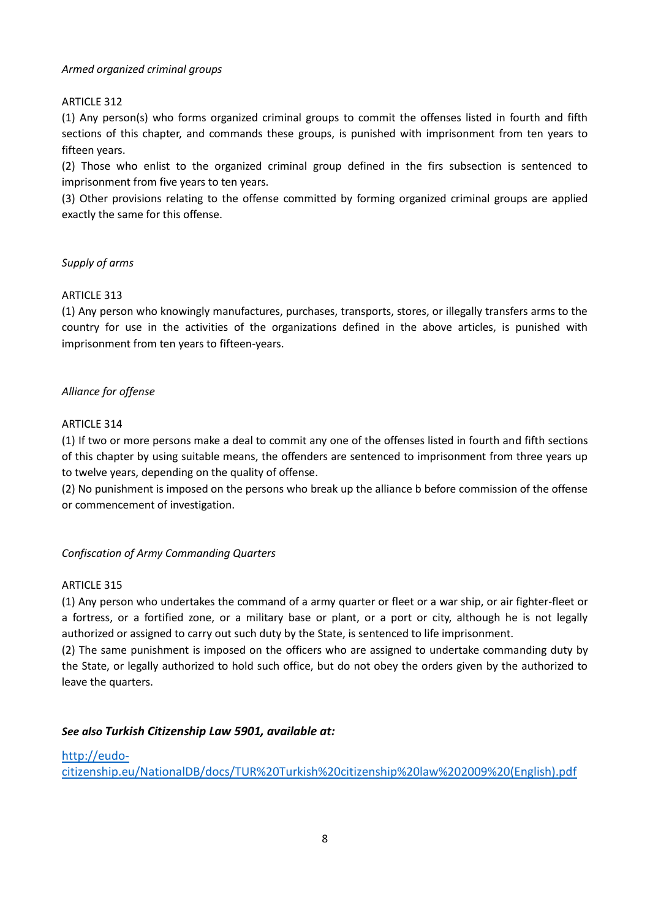*Armed organized criminal groups*

ARTICLE 312

(1) Any person(s) who forms organized criminal groups to commit the offenses listed in fourth and fifth sections of this chapter, and commands these groups, is punished with imprisonment from ten years to fifteen years.

(2) Those who enlist to the organized criminal group defined in the firs subsection is sentenced to imprisonment from five years to ten years.

(3) Other provisions relating to the offense committed by forming organized criminal groups are applied exactly the same for this offense.

*Supply of arms*

ARTICLE 313

(1) Any person who knowingly manufactures, purchases, transports, stores, or illegally transfers arms to the country for use in the activities of the organizations defined in the above articles, is punished with imprisonment from ten years to fifteen-years.

*Alliance for offense*

ARTICLE 314

(1) If two or more persons make a deal to commit any one of the offenses listed in fourth and fifth sections of this chapter by using suitable means, the offenders are sentenced to imprisonment from three years up to twelve years, depending on the quality of offense.

(2) No punishment is imposed on the persons who break up the alliance b before commission of the offense or commencement of investigation.

*Confiscation of Army Commanding Quarters*

ARTICLE 315

(1) Any person who undertakes the command of a army quarter or fleet or a war ship, or air fighter-fleet or a fortress, or a fortified zone, or a military base or plant, or a port or city, although he is not legally authorized or assigned to carry out such duty by the State, is sentenced to life imprisonment.

(2) The same punishment is imposed on the officers who are assigned to undertake commanding duty by the State, or legally authorized to hold such office, but do not obey the orders given by the authorized to leave the quarters.

***See also Turkish Citizenship Law 5901, available at:***

[http://eudo-citizenship.eu/NationalDB/docs/TUR%20Turkish%20citizenship%20law%202009%20(English).pdf](http://eudo-citizenship.eu/NationalDB/docs/TUR%20Turkish%20citizenship%20law%202009%20(English).pdf)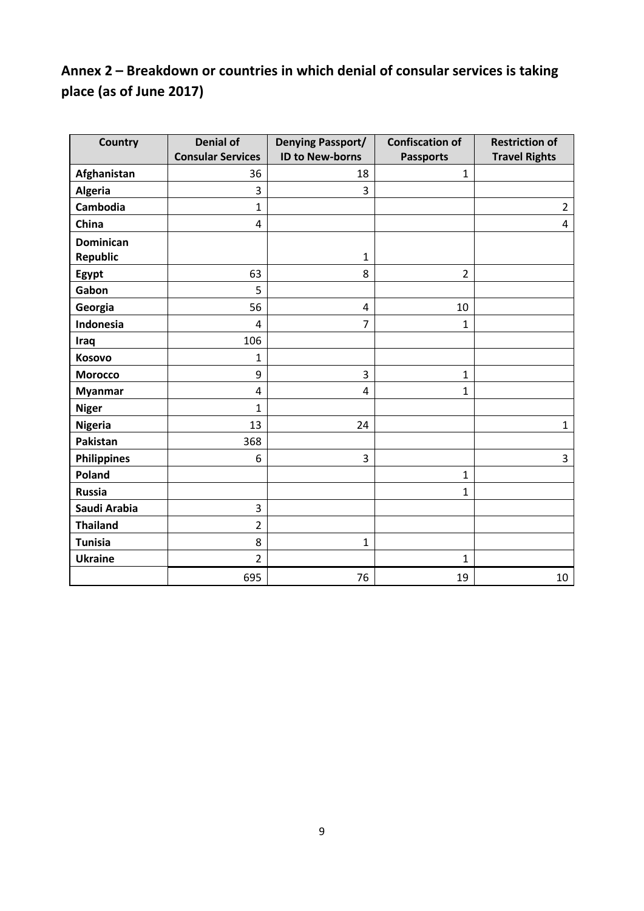## Annex 2 – Breakdown or countries in which denial of consular services is taking place (as of June 2017)

| Country | Denial of Consular Services | Denying Passport/ ID to New-borns | Confiscation of Passports | Restriction of Travel Rights |
|---|---|---|---|---|
| **Afghanistan** | 36 | 18 | 1 | |
| **Algeria** | 3 | 3 | | |
| **Cambodia** | 1 | | | 2 |
| **China** | 4 | | | 4 |
| **Dominican Republic** | | 1 | | |
| **Egypt** | 63 | 8 | 2 | |
| **Gabon** | 5 | | | |
| **Georgia** | 56 | 4 | 10 | |
| **Indonesia** | 4 | 7 | 1 | |
| **Iraq** | 106 | | | |
| **Kosovo** | 1 | | | |
| **Morocco** | 9 | 3 | 1 | |
| **Myanmar** | 4 | 4 | 1 | |
| **Niger** | 1 | | | |
| **Nigeria** | 13 | 24 | | 1 |
| **Pakistan** | 368 | | | |
| **Philippines** | 6 | 3 | | 3 |
| **Poland** | | | 1 | |
| **Russia** | | | 1 | |
| **Saudi Arabia** | 3 | | | |
| **Thailand** | 2 | | | |
| **Tunisia** | 8 | 1 | | |
| **Ukraine** | 2 | | 1 | |
| | 695 | 76 | 19 | 10 |